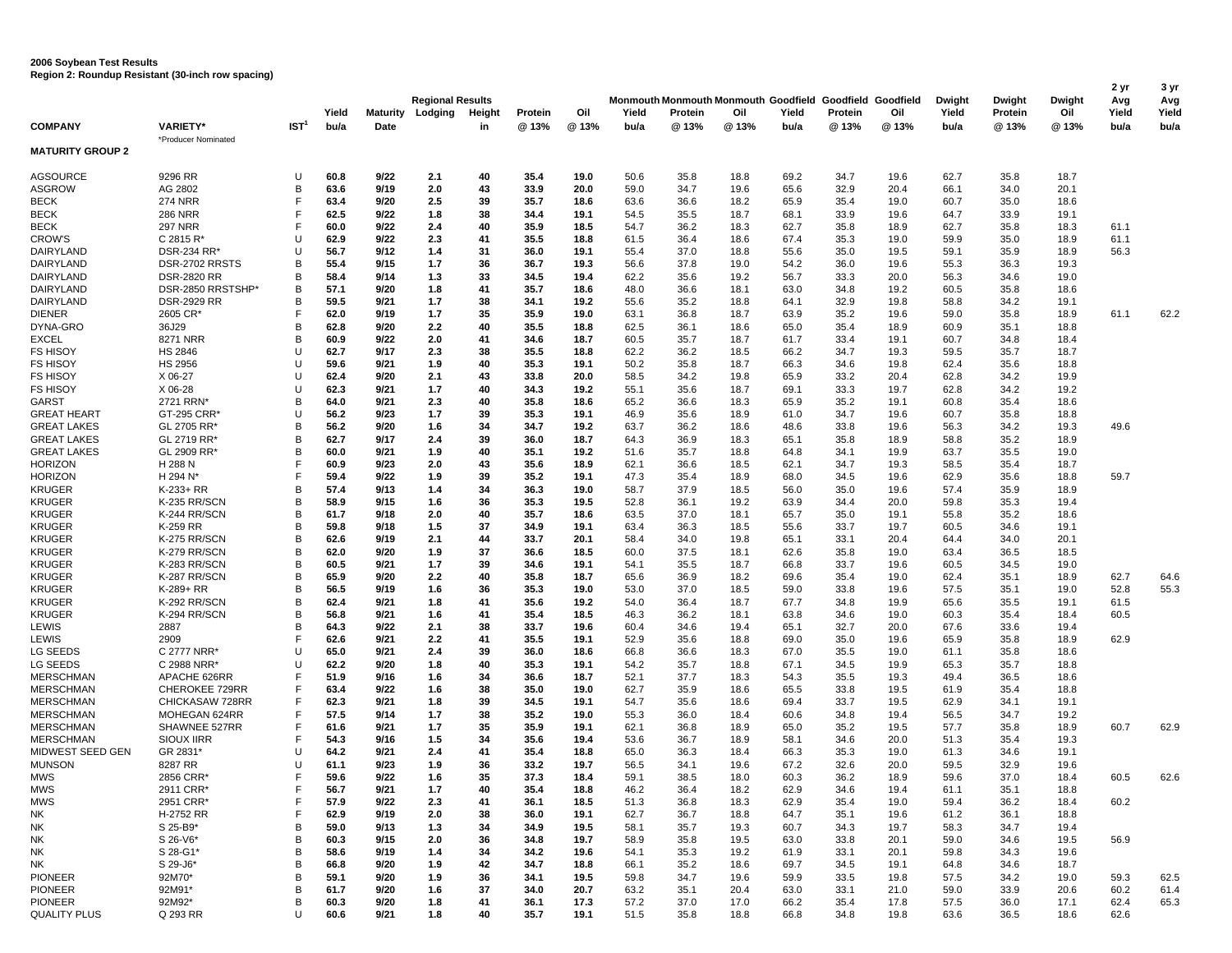**2006 Soybean Test Results**
**Region 2: Roundup Resistant (30-inch row spacing)**

| COMPANY | VARIETY* | IST[1] | Yield bu/a | Maturity Date | Regional Results Lodging | Height in | Protein @ 13% | Oil @ 13% | Monmouth Yield bu/a | Monmouth Protein @ 13% | Monmouth Oil @ 13% | Goodfield Yield bu/a | Goodfield Protein @ 13% | Goodfield Oil @ 13% | Dwight Yield bu/a | Dwight Protein @ 13% | Dwight Oil @ 13% | 2 yr Avg Yield bu/a | 3 yr Avg Yield bu/a |
|---|---|---|---|---|---|---|---|---|---|---|---|---|---|---|---|---|---|---|---|
| | *Producer Nominated | | | | | | | | | | | | | | | | | | |
| **MATURITY GROUP 2** | | | | | | | | | | | | | | | | | | | |
| AGSOURCE | 9296 RR | U | **60.8** | **9/22** | **2.1** | **40** | **35.4** | **19.0** | 50.6 | 35.8 | 18.8 | 69.2 | 34.7 | 19.6 | 62.7 | 35.8 | 18.7 | | |
| ASGROW | AG 2802 | B | **63.6** | **9/19** | **2.0** | **43** | **33.9** | **20.0** | 59.0 | 34.7 | 19.6 | 65.6 | 32.9 | 20.4 | 66.1 | 34.0 | 20.1 | | |
| BECK | 274 NRR | F | **63.4** | **9/20** | **2.5** | **39** | **35.7** | **18.6** | 63.6 | 36.6 | 18.2 | 65.9 | 35.4 | 19.0 | 60.7 | 35.0 | 18.6 | | |
| BECK | 286 NRR | F | **62.5** | **9/22** | **1.8** | **38** | **34.4** | **19.1** | 54.5 | 35.5 | 18.7 | 68.1 | 33.9 | 19.6 | 64.7 | 33.9 | 19.1 | | |
| BECK | 297 NRR | F | **60.0** | **9/22** | **2.4** | **40** | **35.9** | **18.5** | 54.7 | 36.2 | 18.3 | 62.7 | 35.8 | 18.9 | 62.7 | 35.8 | 18.3 | 61.1 | |
| CROW'S | C 2815 R* | U | **62.9** | **9/22** | **2.3** | **41** | **35.5** | **18.8** | 61.5 | 36.4 | 18.6 | 67.4 | 35.3 | 19.0 | 59.9 | 35.0 | 18.9 | 61.1 | |
| DAIRYLAND | DSR-234 RR* | U | **56.7** | **9/12** | **1.4** | **31** | **36.0** | **19.1** | 55.4 | 37.0 | 18.8 | 55.6 | 35.0 | 19.5 | 59.1 | 35.9 | 18.9 | 56.3 | |
| DAIRYLAND | DSR-2702 RRSTS | B | **55.4** | **9/15** | **1.7** | **36** | **36.7** | **19.3** | 56.6 | 37.8 | 19.0 | 54.2 | 36.0 | 19.6 | 55.3 | 36.3 | 19.3 | | |
| DAIRYLAND | DSR-2820 RR | B | **58.4** | **9/14** | **1.3** | **33** | **34.5** | **19.4** | 62.2 | 35.6 | 19.2 | 56.7 | 33.3 | 20.0 | 56.3 | 34.6 | 19.0 | | |
| DAIRYLAND | DSR-2850 RRSTSHP* | B | **57.1** | **9/20** | **1.8** | **41** | **35.7** | **18.6** | 48.0 | 36.6 | 18.1 | 63.0 | 34.8 | 19.2 | 60.5 | 35.8 | 18.6 | | |
| DAIRYLAND | DSR-2929 RR | B | **59.5** | **9/21** | **1.7** | **38** | **34.1** | **19.2** | 55.6 | 35.2 | 18.8 | 64.1 | 32.9 | 19.8 | 58.8 | 34.2 | 19.1 | | |
| DIENER | 2605 CR* | F | **62.0** | **9/19** | **1.7** | **35** | **35.9** | **19.0** | 63.1 | 36.8 | 18.7 | 63.9 | 35.2 | 19.6 | 59.0 | 35.8 | 18.9 | 61.1 | 62.2 |
| DYNA-GRO | 36J29 | B | **62.8** | **9/20** | **2.2** | **40** | **35.5** | **18.8** | 62.5 | 36.1 | 18.6 | 65.0 | 35.4 | 18.9 | 60.9 | 35.1 | 18.8 | | |
| EXCEL | 8271 NRR | B | **60.9** | **9/22** | **2.0** | **41** | **34.6** | **18.7** | 60.5 | 35.7 | 18.7 | 61.7 | 33.4 | 19.1 | 60.7 | 34.8 | 18.4 | | |
| FS HISOY | HS 2846 | U | **62.7** | **9/17** | **2.3** | **38** | **35.5** | **18.8** | 62.2 | 36.2 | 18.5 | 66.2 | 34.7 | 19.3 | 59.5 | 35.7 | 18.7 | | |
| FS HISOY | HS 2956 | U | **59.6** | **9/21** | **1.9** | **40** | **35.3** | **19.1** | 50.2 | 35.8 | 18.7 | 66.3 | 34.6 | 19.8 | 62.4 | 35.6 | 18.8 | | |
| FS HISOY | X 06-27 | U | **62.4** | **9/20** | **2.1** | **43** | **33.8** | **20.0** | 58.5 | 34.2 | 19.8 | 65.9 | 33.2 | 20.4 | 62.8 | 34.2 | 19.9 | | |
| FS HISOY | X 06-28 | U | **62.3** | **9/21** | **1.7** | **40** | **34.3** | **19.2** | 55.1 | 35.6 | 18.7 | 69.1 | 33.3 | 19.7 | 62.8 | 34.2 | 19.2 | | |
| GARST | 2721 RRN* | B | **64.0** | **9/21** | **2.3** | **40** | **35.8** | **18.6** | 65.2 | 36.6 | 18.3 | 65.9 | 35.2 | 19.1 | 60.8 | 35.4 | 18.6 | | |
| GREAT HEART | GT-295 CRR* | U | **56.2** | **9/23** | **1.7** | **39** | **35.3** | **19.1** | 46.9 | 35.6 | 18.9 | 61.0 | 34.7 | 19.6 | 60.7 | 35.8 | 18.8 | | |
| GREAT LAKES | GL 2705 RR* | B | **56.2** | **9/20** | **1.6** | **34** | **34.7** | **19.2** | 63.7 | 36.2 | 18.6 | 48.6 | 33.8 | 19.6 | 56.3 | 34.2 | 19.3 | 49.6 | |
| GREAT LAKES | GL 2719 RR* | B | **62.7** | **9/17** | **2.4** | **39** | **36.0** | **18.7** | 64.3 | 36.9 | 18.3 | 65.1 | 35.8 | 18.9 | 58.8 | 35.2 | 18.9 | | |
| GREAT LAKES | GL 2909 RR* | B | **60.0** | **9/21** | **1.9** | **40** | **35.1** | **19.2** | 51.6 | 35.7 | 18.8 | 64.8 | 34.1 | 19.9 | 63.7 | 35.5 | 19.0 | | |
| HORIZON | H 288 N | F | **60.9** | **9/23** | **2.0** | **43** | **35.6** | **18.9** | 62.1 | 36.6 | 18.5 | 62.1 | 34.7 | 19.3 | 58.5 | 35.4 | 18.7 | | |
| HORIZON | H 294 N* | F | **59.4** | **9/22** | **1.9** | **39** | **35.2** | **19.1** | 47.3 | 35.4 | 18.9 | 68.0 | 34.5 | 19.6 | 62.9 | 35.6 | 18.8 | 59.7 | |
| KRUGER | K-233+ RR | B | **57.4** | **9/13** | **1.4** | **34** | **36.3** | **19.0** | 58.7 | 37.9 | 18.5 | 56.0 | 35.0 | 19.6 | 57.4 | 35.9 | 18.9 | | |
| KRUGER | K-235 RR/SCN | B | **58.9** | **9/15** | **1.6** | **36** | **35.3** | **19.5** | 52.8 | 36.1 | 19.2 | 63.9 | 34.4 | 20.0 | 59.8 | 35.3 | 19.4 | | |
| KRUGER | K-244 RR/SCN | B | **61.7** | **9/18** | **2.0** | **40** | **35.7** | **18.6** | 63.5 | 37.0 | 18.1 | 65.7 | 35.0 | 19.1 | 55.8 | 35.2 | 18.6 | | |
| KRUGER | K-259 RR | B | **59.8** | **9/18** | **1.5** | **37** | **34.9** | **19.1** | 63.4 | 36.3 | 18.5 | 55.6 | 33.7 | 19.7 | 60.5 | 34.6 | 19.1 | | |
| KRUGER | K-275 RR/SCN | B | **62.6** | **9/19** | **2.1** | **44** | **33.7** | **20.1** | 58.4 | 34.0 | 19.8 | 65.1 | 33.1 | 20.4 | 64.4 | 34.0 | 20.1 | | |
| KRUGER | K-279 RR/SCN | B | **62.0** | **9/20** | **1.9** | **37** | **36.6** | **18.5** | 60.0 | 37.5 | 18.1 | 62.6 | 35.8 | 19.0 | 63.4 | 36.5 | 18.5 | | |
| KRUGER | K-283 RR/SCN | B | **60.5** | **9/21** | **1.7** | **39** | **34.6** | **19.1** | 54.1 | 35.5 | 18.7 | 66.8 | 33.7 | 19.6 | 60.5 | 34.5 | 19.0 | | |
| KRUGER | K-287 RR/SCN | B | **65.9** | **9/20** | **2.2** | **40** | **35.8** | **18.7** | 65.6 | 36.9 | 18.2 | 69.6 | 35.4 | 19.0 | 62.4 | 35.1 | 18.9 | 62.7 | 64.6 |
| KRUGER | K-289+ RR | B | **56.5** | **9/19** | **1.6** | **36** | **35.3** | **19.0** | 53.0 | 37.0 | 18.5 | 59.0 | 33.8 | 19.6 | 57.5 | 35.1 | 19.0 | 52.8 | 55.3 |
| KRUGER | K-292 RR/SCN | B | **62.4** | **9/21** | **1.8** | **41** | **35.6** | **19.2** | 54.0 | 36.4 | 18.7 | 67.7 | 34.8 | 19.9 | 65.6 | 35.5 | 19.1 | 61.5 | |
| KRUGER | K-294 RR/SCN | B | **56.8** | **9/21** | **1.6** | **41** | **35.4** | **18.5** | 46.3 | 36.2 | 18.1 | 63.8 | 34.6 | 19.0 | 60.3 | 35.4 | 18.4 | 60.5 | |
| LEWIS | 2887 | B | **64.3** | **9/22** | **2.1** | **38** | **33.7** | **19.6** | 60.4 | 34.6 | 19.4 | 65.1 | 32.7 | 20.0 | 67.6 | 33.6 | 19.4 | | |
| LEWIS | 2909 | F | **62.6** | **9/21** | **2.2** | **41** | **35.5** | **19.1** | 52.9 | 35.6 | 18.8 | 69.0 | 35.0 | 19.6 | 65.9 | 35.8 | 18.9 | 62.9 | |
| LG SEEDS | C 2777 NRR* | U | **65.0** | **9/21** | **2.4** | **39** | **36.0** | **18.6** | 66.8 | 36.6 | 18.3 | 67.0 | 35.5 | 19.0 | 61.1 | 35.8 | 18.6 | | |
| LG SEEDS | C 2988 NRR* | U | **62.2** | **9/20** | **1.8** | **40** | **35.3** | **19.1** | 54.2 | 35.7 | 18.8 | 67.1 | 34.5 | 19.9 | 65.3 | 35.7 | 18.8 | | |
| MERSCHMAN | APACHE 626RR | F | **51.9** | **9/16** | **1.6** | **34** | **36.6** | **18.7** | 52.1 | 37.7 | 18.3 | 54.3 | 35.5 | 19.3 | 49.4 | 36.5 | 18.6 | | |
| MERSCHMAN | CHEROKEE 729RR | F | **63.4** | **9/22** | **1.6** | **38** | **35.0** | **19.0** | 62.7 | 35.9 | 18.6 | 65.5 | 33.8 | 19.5 | 61.9 | 35.4 | 18.8 | | |
| MERSCHMAN | CHICKASAW 728RR | F | **62.3** | **9/21** | **1.8** | **39** | **34.5** | **19.1** | 54.7 | 35.6 | 18.6 | 69.4 | 33.7 | 19.5 | 62.9 | 34.1 | 19.1 | | |
| MERSCHMAN | MOHEGAN 624RR | F | **57.5** | **9/14** | **1.7** | **38** | **35.2** | **19.0** | 55.3 | 36.0 | 18.4 | 60.6 | 34.8 | 19.4 | 56.5 | 34.7 | 19.2 | | |
| MERSCHMAN | SHAWNEE 527RR | F | **61.6** | **9/21** | **1.7** | **35** | **35.9** | **19.1** | 62.1 | 36.8 | 18.9 | 65.0 | 35.2 | 19.5 | 57.7 | 35.8 | 18.9 | 60.7 | 62.9 |
| MERSCHMAN | SIOUX IIRR | F | **54.3** | **9/16** | **1.5** | **34** | **35.6** | **19.4** | 53.6 | 36.7 | 18.9 | 58.1 | 34.6 | 20.0 | 51.3 | 35.4 | 19.3 | | |
| MIDWEST SEED GEN | GR 2831* | U | **64.2** | **9/21** | **2.4** | **41** | **35.4** | **18.8** | 65.0 | 36.3 | 18.4 | 66.3 | 35.3 | 19.0 | 61.3 | 34.6 | 19.1 | | |
| MUNSON | 8287 RR | U | **61.1** | **9/23** | **1.9** | **36** | **33.2** | **19.7** | 56.5 | 34.1 | 19.6 | 67.2 | 32.6 | 20.0 | 59.5 | 32.9 | 19.6 | | |
| MWS | 2856 CRR* | F | **59.6** | **9/22** | **1.6** | **35** | **37.3** | **18.4** | 59.1 | 38.5 | 18.0 | 60.3 | 36.2 | 18.9 | 59.6 | 37.0 | 18.4 | 60.5 | 62.6 |
| MWS | 2911 CRR* | F | **56.7** | **9/21** | **1.7** | **40** | **35.4** | **18.8** | 46.2 | 36.4 | 18.2 | 62.9 | 34.6 | 19.4 | 61.1 | 35.1 | 18.8 | | |
| MWS | 2951 CRR* | F | **57.9** | **9/22** | **2.3** | **41** | **36.1** | **18.5** | 51.3 | 36.8 | 18.3 | 62.9 | 35.4 | 19.0 | 59.4 | 36.2 | 18.4 | 60.2 | |
| NK | H-2752 RR | F | **62.9** | **9/19** | **2.0** | **38** | **36.0** | **19.1** | 62.7 | 36.7 | 18.8 | 64.7 | 35.1 | 19.6 | 61.2 | 36.1 | 18.8 | | |
| NK | S 25-B9* | B | **59.0** | **9/13** | **1.3** | **34** | **34.9** | **19.5** | 58.1 | 35.7 | 19.3 | 60.7 | 34.3 | 19.7 | 58.3 | 34.7 | 19.4 | | |
| NK | S 26-V6* | B | **60.3** | **9/15** | **2.0** | **36** | **34.8** | **19.7** | 58.9 | 35.8 | 19.5 | 63.0 | 33.8 | 20.1 | 59.0 | 34.6 | 19.5 | 56.9 | |
| NK | S 28-G1* | B | **58.6** | **9/19** | **1.4** | **34** | **34.2** | **19.6** | 54.1 | 35.3 | 19.2 | 61.9 | 33.1 | 20.1 | 59.8 | 34.3 | 19.6 | | |
| NK | S 29-J6* | B | **66.8** | **9/20** | **1.9** | **42** | **34.7** | **18.8** | 66.1 | 35.2 | 18.6 | 69.7 | 34.5 | 19.1 | 64.8 | 34.6 | 18.7 | | |
| PIONEER | 92M70* | B | **59.1** | **9/20** | **1.9** | **36** | **34.1** | **19.5** | 59.8 | 34.7 | 19.6 | 59.9 | 33.5 | 19.8 | 57.5 | 34.2 | 19.0 | 59.3 | 62.5 |
| PIONEER | 92M91* | B | **61.7** | **9/20** | **1.6** | **37** | **34.0** | **20.7** | 63.2 | 35.1 | 20.4 | 63.0 | 33.1 | 21.0 | 59.0 | 33.9 | 20.6 | 60.2 | 61.4 |
| PIONEER | 92M92* | B | **60.3** | **9/20** | **1.8** | **41** | **36.1** | **17.3** | 57.2 | 37.0 | 17.0 | 66.2 | 35.4 | 17.8 | 57.5 | 36.0 | 17.1 | 62.4 | 65.3 |
| QUALITY PLUS | Q 293 RR | U | **60.6** | **9/21** | **1.8** | **40** | **35.7** | **19.1** | 51.5 | 35.8 | 18.8 | 66.8 | 34.8 | 19.8 | 63.6 | 36.5 | 18.6 | 62.6 | |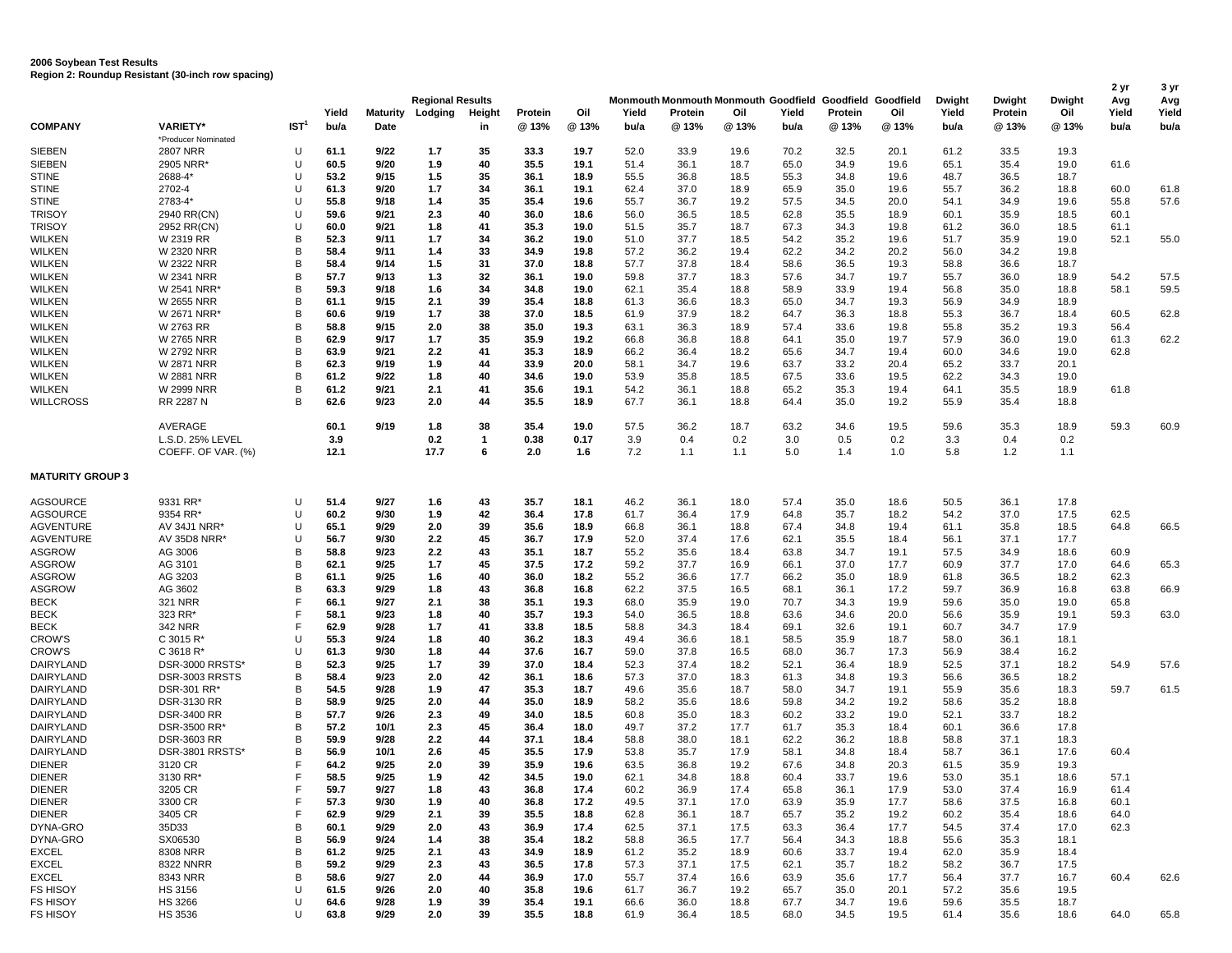**2006 Soybean Test Results**
**Region 2: Roundup Resistant (30-inch row spacing)**

| COMPANY | VARIETY* | IST[1] | Yield bu/a | Maturity Date | Regional Results Lodging | Height in | Protein @ 13% | Oil @ 13% | Monmouth Yield bu/a | Monmouth Protein @ 13% | Monmouth Oil @ 13% | Goodfield Yield bu/a | Goodfield Protein @ 13% | Goodfield Oil @ 13% | Dwight Yield bu/a | Dwight Protein @ 13% | Dwight Oil @ 13% | 2 yr Avg Yield bu/a | 3 yr Avg Yield bu/a |
|---|---|---|---|---|---|---|---|---|---|---|---|---|---|---|---|---|---|---|---|
| | *Producer Nominated | | | | | | | | | | | | | | | | | | |
| SIEBEN | 2807 NRR | U | 61.1 | 9/22 | 1.7 | 35 | 33.3 | 19.7 | 52.0 | 33.9 | 19.6 | 70.2 | 32.5 | 20.1 | 61.2 | 33.5 | 19.3 | | |
| SIEBEN | 2905 NRR* | U | 60.5 | 9/20 | 1.9 | 40 | 35.5 | 19.1 | 51.4 | 36.1 | 18.7 | 65.0 | 34.9 | 19.6 | 65.1 | 35.4 | 19.0 | 61.6 | |
| STINE | 2688-4* | U | 53.2 | 9/15 | 1.5 | 35 | 36.1 | 18.9 | 55.5 | 36.8 | 18.5 | 55.3 | 34.8 | 19.6 | 48.7 | 36.5 | 18.7 | | |
| STINE | 2702-4 | U | 61.3 | 9/20 | 1.7 | 34 | 36.1 | 19.1 | 62.4 | 37.0 | 18.9 | 65.9 | 35.0 | 19.6 | 55.7 | 36.2 | 18.8 | 60.0 | 61.8 |
| STINE | 2783-4* | U | 55.8 | 9/18 | 1.4 | 35 | 35.4 | 19.6 | 55.7 | 36.7 | 19.2 | 57.5 | 34.5 | 20.0 | 54.1 | 34.9 | 19.6 | 55.8 | 57.6 |
| TRISOY | 2940 RR(CN) | U | 59.6 | 9/21 | 2.3 | 40 | 36.0 | 18.6 | 56.0 | 36.5 | 18.5 | 62.8 | 35.5 | 18.9 | 60.1 | 35.9 | 18.5 | 60.1 | |
| TRISOY | 2952 RR(CN) | U | 60.0 | 9/21 | 1.8 | 41 | 35.3 | 19.0 | 51.5 | 35.7 | 18.7 | 67.3 | 34.3 | 19.8 | 61.2 | 36.0 | 18.5 | 61.1 | |
| WILKEN | W 2319 RR | B | 52.3 | 9/11 | 1.7 | 34 | 36.2 | 19.0 | 51.0 | 37.7 | 18.5 | 54.2 | 35.2 | 19.6 | 51.7 | 35.9 | 19.0 | 52.1 | 55.0 |
| WILKEN | W 2320 NRR | B | 58.4 | 9/11 | 1.4 | 33 | 34.9 | 19.8 | 57.2 | 36.2 | 19.4 | 62.2 | 34.2 | 20.2 | 56.0 | 34.2 | 19.8 | | |
| WILKEN | W 2322 NRR | B | 58.4 | 9/14 | 1.5 | 31 | 37.0 | 18.8 | 57.7 | 37.8 | 18.4 | 58.6 | 36.5 | 19.3 | 58.8 | 36.6 | 18.7 | | |
| WILKEN | W 2341 NRR | B | 57.7 | 9/13 | 1.3 | 32 | 36.1 | 19.0 | 59.8 | 37.7 | 18.3 | 57.6 | 34.7 | 19.7 | 55.7 | 36.0 | 18.9 | 54.2 | 57.5 |
| WILKEN | W 2541 NRR* | B | 59.3 | 9/18 | 1.6 | 34 | 34.8 | 19.0 | 62.1 | 35.4 | 18.8 | 58.9 | 33.9 | 19.4 | 56.8 | 35.0 | 18.8 | 58.1 | 59.5 |
| WILKEN | W 2655 NRR | B | 61.1 | 9/15 | 2.1 | 39 | 35.4 | 18.8 | 61.3 | 36.6 | 18.3 | 65.0 | 34.7 | 19.3 | 56.9 | 34.9 | 18.9 | | |
| WILKEN | W 2671 NRR* | B | 60.6 | 9/19 | 1.7 | 38 | 37.0 | 18.5 | 61.9 | 37.9 | 18.2 | 64.7 | 36.3 | 18.8 | 55.3 | 36.7 | 18.4 | 60.5 | 62.8 |
| WILKEN | W 2763 RR | B | 58.8 | 9/15 | 2.0 | 38 | 35.0 | 19.3 | 63.1 | 36.3 | 18.9 | 57.4 | 33.6 | 19.8 | 55.8 | 35.2 | 19.3 | 56.4 | |
| WILKEN | W 2765 NRR | B | 62.9 | 9/17 | 1.7 | 35 | 35.9 | 19.2 | 66.8 | 36.8 | 18.8 | 64.1 | 35.0 | 19.7 | 57.9 | 36.0 | 19.0 | 61.3 | 62.2 |
| WILKEN | W 2792 NRR | B | 63.9 | 9/21 | 2.2 | 41 | 35.3 | 18.9 | 66.2 | 36.4 | 18.2 | 65.6 | 34.7 | 19.4 | 60.0 | 34.6 | 19.0 | 62.8 | |
| WILKEN | W 2871 NRR | B | 62.3 | 9/19 | 1.9 | 44 | 33.9 | 20.0 | 58.1 | 34.7 | 19.6 | 63.7 | 33.2 | 20.4 | 65.2 | 33.7 | 20.1 | | |
| WILKEN | W 2881 NRR | B | 61.2 | 9/22 | 1.8 | 40 | 34.6 | 19.0 | 53.9 | 35.8 | 18.5 | 67.5 | 33.6 | 19.5 | 62.2 | 34.3 | 19.0 | | |
| WILKEN | W 2999 NRR | B | 61.2 | 9/21 | 2.1 | 41 | 35.6 | 19.1 | 54.2 | 36.1 | 18.8 | 65.2 | 35.3 | 19.4 | 64.1 | 35.5 | 18.9 | 61.8 | |
| WILLCROSS | RR 2287 N | B | 62.6 | 9/23 | 2.0 | 44 | 35.5 | 18.9 | 67.7 | 36.1 | 18.8 | 64.4 | 35.0 | 19.2 | 55.9 | 35.4 | 18.8 | | |
| | AVERAGE | | 60.1 | 9/19 | 1.8 | 38 | 35.4 | 19.0 | 57.5 | 36.2 | 18.7 | 63.2 | 34.6 | 19.5 | 59.6 | 35.3 | 18.9 | 59.3 | 60.9 |
| | L.S.D. 25% LEVEL | | 3.9 | | 0.2 | 1 | 0.38 | 0.17 | 3.9 | 0.4 | 0.2 | 3.0 | 0.5 | 0.2 | 3.3 | 0.4 | 0.2 | | |
| | COEFF. OF VAR. (%) | | 12.1 | | 17.7 | 6 | 2.0 | 1.6 | 7.2 | 1.1 | 1.1 | 5.0 | 1.4 | 1.0 | 5.8 | 1.2 | 1.1 | | |
| **MATURITY GROUP 3** | | | | | | | | | | | | | | | | | | | |
| AGSOURCE | 9331 RR* | U | 51.4 | 9/27 | 1.6 | 43 | 35.7 | 18.1 | 46.2 | 36.1 | 18.0 | 57.4 | 35.0 | 18.6 | 50.5 | 36.1 | 17.8 | | |
| AGSOURCE | 9354 RR* | U | 60.2 | 9/30 | 1.9 | 42 | 36.4 | 17.8 | 61.7 | 36.4 | 17.9 | 64.8 | 35.7 | 18.2 | 54.2 | 37.0 | 17.5 | 62.5 | |
| AGVENTURE | AV 34J1 NRR* | U | 65.1 | 9/29 | 2.0 | 39 | 35.6 | 18.9 | 66.8 | 36.1 | 18.8 | 67.4 | 34.8 | 19.4 | 61.1 | 35.8 | 18.5 | 64.8 | 66.5 |
| AGVENTURE | AV 35D8 NRR* | U | 56.7 | 9/30 | 2.2 | 45 | 36.7 | 17.9 | 52.0 | 37.4 | 17.6 | 62.1 | 35.5 | 18.4 | 56.1 | 37.1 | 17.7 | | |
| ASGROW | AG 3006 | B | 58.8 | 9/23 | 2.2 | 43 | 35.1 | 18.7 | 55.2 | 35.6 | 18.4 | 63.8 | 34.7 | 19.1 | 57.5 | 34.9 | 18.6 | 60.9 | |
| ASGROW | AG 3101 | B | 62.1 | 9/25 | 1.7 | 45 | 37.5 | 17.2 | 59.2 | 37.7 | 16.9 | 66.1 | 37.0 | 17.7 | 60.9 | 37.7 | 17.0 | 64.6 | 65.3 |
| ASGROW | AG 3203 | B | 61.1 | 9/25 | 1.6 | 40 | 36.0 | 18.2 | 55.2 | 36.6 | 17.7 | 66.2 | 35.0 | 18.9 | 61.8 | 36.5 | 18.2 | 62.3 | |
| ASGROW | AG 3602 | B | 63.3 | 9/29 | 1.8 | 43 | 36.8 | 16.8 | 62.2 | 37.5 | 16.5 | 68.1 | 36.1 | 17.2 | 59.7 | 36.9 | 16.8 | 63.8 | 66.9 |
| BECK | 321 NRR | F | 66.1 | 9/27 | 2.1 | 38 | 35.1 | 19.3 | 68.0 | 35.9 | 19.0 | 70.7 | 34.3 | 19.9 | 59.6 | 35.0 | 19.0 | 65.8 | |
| BECK | 323 RR* | F | 58.1 | 9/23 | 1.8 | 40 | 35.7 | 19.3 | 54.0 | 36.5 | 18.8 | 63.6 | 34.6 | 20.0 | 56.6 | 35.9 | 19.1 | 59.3 | 63.0 |
| BECK | 342 NRR | F | 62.9 | 9/28 | 1.7 | 41 | 33.8 | 18.5 | 58.8 | 34.3 | 18.4 | 69.1 | 32.6 | 19.1 | 60.7 | 34.7 | 17.9 | | |
| CROW'S | C 3015 R* | U | 55.3 | 9/24 | 1.8 | 40 | 36.2 | 18.3 | 49.4 | 36.6 | 18.1 | 58.5 | 35.9 | 18.7 | 58.0 | 36.1 | 18.1 | | |
| CROW'S | C 3618 R* | U | 61.3 | 9/30 | 1.8 | 44 | 37.6 | 16.7 | 59.0 | 37.8 | 16.5 | 68.0 | 36.7 | 17.3 | 56.9 | 38.4 | 16.2 | | |
| DAIRYLAND | DSR-3000 RRSTS* | B | 52.3 | 9/25 | 1.7 | 39 | 37.0 | 18.4 | 52.3 | 37.4 | 18.2 | 52.1 | 36.4 | 18.9 | 52.5 | 37.1 | 18.2 | 54.9 | 57.6 |
| DAIRYLAND | DSR-3003 RRSTS | B | 58.4 | 9/23 | 2.0 | 42 | 36.1 | 18.6 | 57.3 | 37.0 | 18.3 | 61.3 | 34.8 | 19.3 | 56.6 | 36.5 | 18.2 | | |
| DAIRYLAND | DSR-301 RR* | B | 54.5 | 9/28 | 1.9 | 47 | 35.3 | 18.7 | 49.6 | 35.6 | 18.7 | 58.0 | 34.7 | 19.1 | 55.9 | 35.6 | 18.3 | 59.7 | 61.5 |
| DAIRYLAND | DSR-3130 RR | B | 58.9 | 9/25 | 2.0 | 44 | 35.0 | 18.9 | 58.2 | 35.6 | 18.6 | 59.8 | 34.2 | 19.2 | 58.6 | 35.2 | 18.8 | | |
| DAIRYLAND | DSR-3400 RR | B | 57.7 | 9/26 | 2.3 | 49 | 34.0 | 18.5 | 60.8 | 35.0 | 18.3 | 60.2 | 33.2 | 19.0 | 52.1 | 33.7 | 18.2 | | |
| DAIRYLAND | DSR-3500 RR* | B | 57.2 | 10/1 | 2.3 | 45 | 36.4 | 18.0 | 49.7 | 37.2 | 17.7 | 61.7 | 35.3 | 18.4 | 60.1 | 36.6 | 17.8 | | |
| DAIRYLAND | DSR-3603 RR | B | 59.9 | 9/28 | 2.2 | 44 | 37.1 | 18.4 | 58.8 | 38.0 | 18.1 | 62.2 | 36.2 | 18.8 | 58.8 | 37.1 | 18.3 | | |
| DAIRYLAND | DSR-3801 RRSTS* | B | 56.9 | 10/1 | 2.6 | 45 | 35.5 | 17.9 | 53.8 | 35.7 | 17.9 | 58.1 | 34.8 | 18.4 | 58.7 | 36.1 | 17.6 | 60.4 | |
| DIENER | 3120 CR | F | 64.2 | 9/25 | 2.0 | 39 | 35.9 | 19.6 | 63.5 | 36.8 | 19.2 | 67.6 | 34.8 | 20.3 | 61.5 | 35.9 | 19.3 | | |
| DIENER | 3130 RR* | F | 58.5 | 9/25 | 1.9 | 42 | 34.5 | 19.0 | 62.1 | 34.8 | 18.8 | 60.4 | 33.7 | 19.6 | 53.0 | 35.1 | 18.6 | 57.1 | |
| DIENER | 3205 CR | F | 59.7 | 9/27 | 1.8 | 43 | 36.8 | 17.4 | 60.2 | 36.9 | 17.4 | 65.8 | 36.1 | 17.9 | 53.0 | 37.4 | 16.9 | 61.4 | |
| DIENER | 3300 CR | F | 57.3 | 9/30 | 1.9 | 40 | 36.8 | 17.2 | 49.5 | 37.1 | 17.0 | 63.9 | 35.9 | 17.7 | 58.6 | 37.5 | 16.8 | 60.1 | |
| DIENER | 3405 CR | F | 62.9 | 9/29 | 2.1 | 39 | 35.5 | 18.8 | 62.8 | 36.1 | 18.7 | 65.7 | 35.2 | 19.2 | 60.2 | 35.4 | 18.6 | 64.0 | |
| DYNA-GRO | 35D33 | B | 60.1 | 9/29 | 2.0 | 43 | 36.9 | 17.4 | 62.5 | 37.1 | 17.5 | 63.3 | 36.4 | 17.7 | 54.5 | 37.4 | 17.0 | 62.3 | |
| DYNA-GRO | SX06530 | B | 56.9 | 9/24 | 1.4 | 38 | 35.4 | 18.2 | 58.8 | 36.5 | 17.7 | 56.4 | 34.3 | 18.8 | 55.6 | 35.3 | 18.1 | | |
| EXCEL | 8308 NRR | B | 61.2 | 9/25 | 2.1 | 43 | 34.9 | 18.9 | 61.2 | 35.2 | 18.9 | 60.6 | 33.7 | 19.4 | 62.0 | 35.9 | 18.4 | | |
| EXCEL | 8322 NNRR | B | 59.2 | 9/29 | 2.3 | 43 | 36.5 | 17.8 | 57.3 | 37.1 | 17.5 | 62.1 | 35.7 | 18.2 | 58.2 | 36.7 | 17.5 | | |
| EXCEL | 8343 NRR | B | 58.6 | 9/27 | 2.0 | 44 | 36.9 | 17.0 | 55.7 | 37.4 | 16.6 | 63.9 | 35.6 | 17.7 | 56.4 | 37.7 | 16.7 | 60.4 | 62.6 |
| FS HISOY | HS 3156 | U | 61.5 | 9/26 | 2.0 | 40 | 35.8 | 19.6 | 61.7 | 36.7 | 19.2 | 65.7 | 35.0 | 20.1 | 57.2 | 35.6 | 19.5 | | |
| FS HISOY | HS 3266 | U | 64.6 | 9/28 | 1.9 | 39 | 35.4 | 19.1 | 66.6 | 36.0 | 18.8 | 67.7 | 34.7 | 19.6 | 59.6 | 35.5 | 18.7 | | |
| FS HISOY | HS 3536 | U | 63.8 | 9/29 | 2.0 | 39 | 35.5 | 18.8 | 61.9 | 36.4 | 18.5 | 68.0 | 34.5 | 19.5 | 61.4 | 35.6 | 18.6 | 64.0 | 65.8 |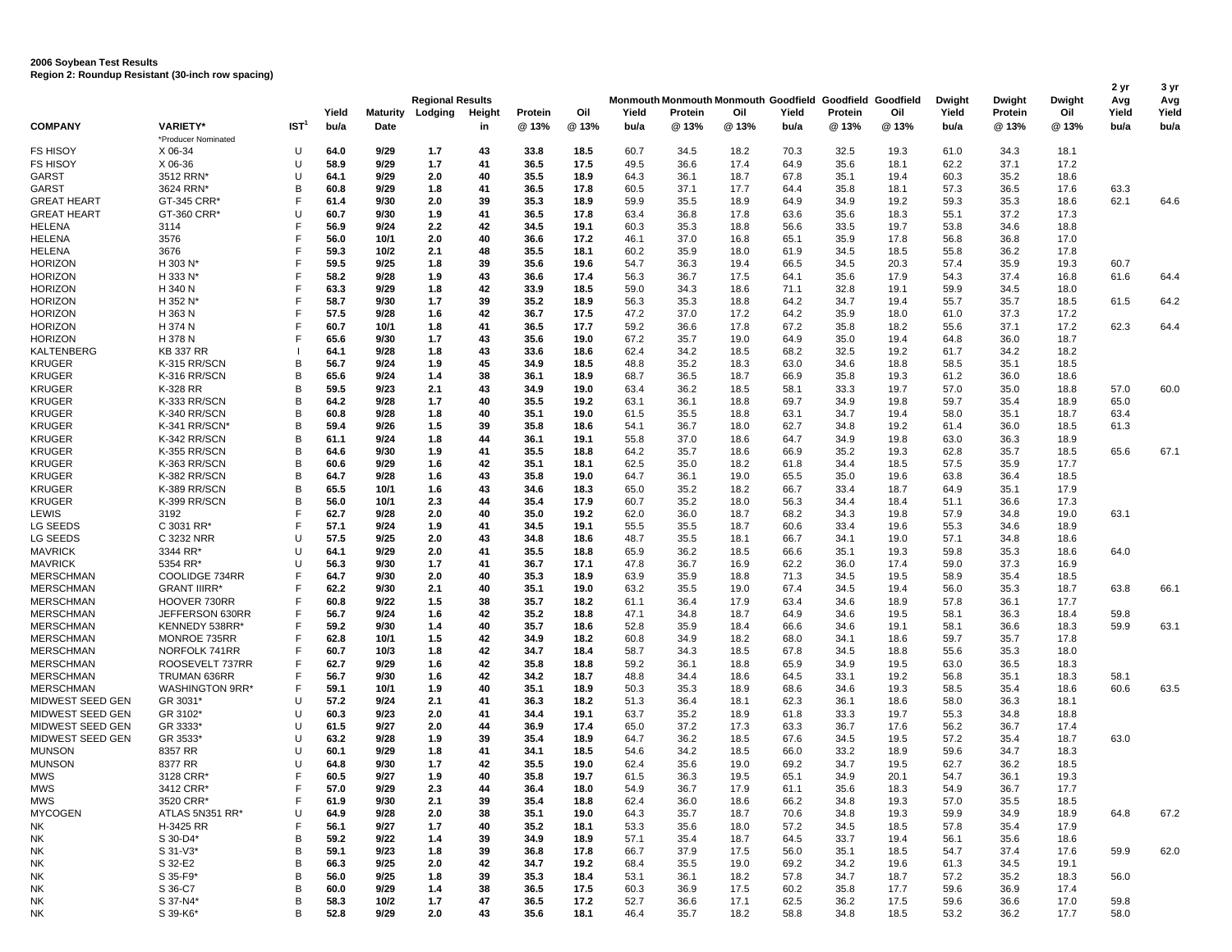**2006 Soybean Test Results**
**Region 2: Roundup Resistant (30-inch row spacing)**

| COMPANY | VARIETY* | IST[1] | Yield bu/a | Regional Results Maturity Date | Lodging | Height in | Protein @ 13% | Oil @ 13% | Monmouth Yield bu/a | Monmouth Protein @ 13% | Monmouth Oil @ 13% | Goodfield Yield bu/a | Goodfield Protein @ 13% | Goodfield Oil @ 13% | Dwight Yield bu/a | Dwight Protein @ 13% | Dwight Oil @ 13% | 2 yr Avg Yield bu/a | 3 yr Avg Yield bu/a |
|---|---|---|---|---|---|---|---|---|---|---|---|---|---|---|---|---|---|---|---|
| | *Producer Nominated | | | | | | | | | | | | | | | | | | |
| FS HISOY | X 06-34 | U | **64.0** | **9/29** | **1.7** | **43** | **33.8** | **18.5** | 60.7 | 34.5 | 18.2 | 70.3 | 32.5 | 19.3 | 61.0 | 34.3 | 18.1 | | |
| FS HISOY | X 06-36 | U | **58.9** | **9/29** | **1.7** | **41** | **36.5** | **17.5** | 49.5 | 36.6 | 17.4 | 64.9 | 35.6 | 18.1 | 62.2 | 37.1 | 17.2 | | |
| GARST | 3512 RRN* | U | **64.1** | **9/29** | **2.0** | **40** | **35.5** | **18.9** | 64.3 | 36.1 | 18.7 | 67.8 | 35.1 | 19.4 | 60.3 | 35.2 | 18.6 | | |
| GARST | 3624 RRN* | B | **60.8** | **9/29** | **1.8** | **41** | **36.5** | **17.8** | 60.5 | 37.1 | 17.7 | 64.4 | 35.8 | 18.1 | 57.3 | 36.5 | 17.6 | 63.3 | |
| GREAT HEART | GT-345 CRR* | F | **61.4** | **9/30** | **2.0** | **39** | **35.3** | **18.9** | 59.9 | 35.5 | 18.9 | 64.9 | 34.9 | 19.2 | 59.3 | 35.3 | 18.6 | 62.1 | 64.6 |
| GREAT HEART | GT-360 CRR* | U | **60.7** | **9/30** | **1.9** | **41** | **36.5** | **17.8** | 63.4 | 36.8 | 17.8 | 63.6 | 35.6 | 18.3 | 55.1 | 37.2 | 17.3 | | |
| HELENA | 3114 | F | **56.9** | **9/24** | **2.2** | **42** | **34.5** | **19.1** | 60.3 | 35.3 | 18.8 | 56.6 | 33.5 | 19.7 | 53.8 | 34.6 | 18.8 | | |
| HELENA | 3576 | F | **56.0** | **10/1** | **2.0** | **40** | **36.6** | **17.2** | 46.1 | 37.0 | 16.8 | 65.1 | 35.9 | 17.8 | 56.8 | 36.8 | 17.0 | | |
| HELENA | 3676 | F | **59.3** | **10/2** | **2.1** | **48** | **35.5** | **18.1** | 60.2 | 35.9 | 18.0 | 61.9 | 34.5 | 18.5 | 55.8 | 36.2 | 17.8 | | |
| HORIZON | H 303 N* | F | **59.5** | **9/25** | **1.8** | **39** | **35.6** | **19.6** | 54.7 | 36.3 | 19.4 | 66.5 | 34.5 | 20.3 | 57.4 | 35.9 | 19.3 | 60.7 | |
| HORIZON | H 333 N* | F | **58.2** | **9/28** | **1.9** | **43** | **36.6** | **17.4** | 56.3 | 36.7 | 17.5 | 64.1 | 35.6 | 17.9 | 54.3 | 37.4 | 16.8 | 61.6 | 64.4 |
| HORIZON | H 340 N | F | **63.3** | **9/29** | **1.8** | **42** | **33.9** | **18.5** | 59.0 | 34.3 | 18.6 | 71.1 | 32.8 | 19.1 | 59.9 | 34.5 | 18.0 | | |
| HORIZON | H 352 N* | F | **58.7** | **9/30** | **1.7** | **39** | **35.2** | **18.9** | 56.3 | 35.3 | 18.8 | 64.2 | 34.7 | 19.4 | 55.7 | 35.7 | 18.5 | 61.5 | 64.2 |
| HORIZON | H 363 N | F | **57.5** | **9/28** | **1.6** | **42** | **36.7** | **17.5** | 47.2 | 37.0 | 17.2 | 64.2 | 35.9 | 18.0 | 61.0 | 37.3 | 17.2 | | |
| HORIZON | H 374 N | F | **60.7** | **10/1** | **1.8** | **41** | **36.5** | **17.7** | 59.2 | 36.6 | 17.8 | 67.2 | 35.8 | 18.2 | 55.6 | 37.1 | 17.2 | 62.3 | 64.4 |
| HORIZON | H 378 N | F | **65.6** | **9/30** | **1.7** | **43** | **35.6** | **19.0** | 67.2 | 35.7 | 19.0 | 64.9 | 35.0 | 19.4 | 64.8 | 36.0 | 18.7 | | |
| KALTENBERG | KB 337 RR | I | **64.1** | **9/28** | **1.8** | **43** | **33.6** | **18.6** | 62.4 | 34.2 | 18.5 | 68.2 | 32.5 | 19.2 | 61.7 | 34.2 | 18.2 | | |
| KRUGER | K-315 RR/SCN | B | **56.7** | **9/24** | **1.9** | **45** | **34.9** | **18.5** | 48.8 | 35.2 | 18.3 | 63.0 | 34.6 | 18.8 | 58.5 | 35.1 | 18.5 | | |
| KRUGER | K-316 RR/SCN | B | **65.6** | **9/24** | **1.4** | **38** | **36.1** | **18.9** | 68.7 | 36.5 | 18.7 | 66.9 | 35.8 | 19.3 | 61.2 | 36.0 | 18.6 | | |
| KRUGER | K-328 RR | B | **59.5** | **9/23** | **2.1** | **43** | **34.9** | **19.0** | 63.4 | 36.2 | 18.5 | 58.1 | 33.3 | 19.7 | 57.0 | 35.0 | 18.8 | 57.0 | 60.0 |
| KRUGER | K-333 RR/SCN | B | **64.2** | **9/28** | **1.7** | **40** | **35.5** | **19.2** | 63.1 | 36.1 | 18.8 | 69.7 | 34.9 | 19.8 | 59.7 | 35.4 | 18.9 | 65.0 | |
| KRUGER | K-340 RR/SCN | B | **60.8** | **9/28** | **1.8** | **40** | **35.1** | **19.0** | 61.5 | 35.5 | 18.8 | 63.1 | 34.7 | 19.4 | 58.0 | 35.1 | 18.7 | 63.4 | |
| KRUGER | K-341 RR/SCN* | B | **59.4** | **9/26** | **1.5** | **39** | **35.8** | **18.6** | 54.1 | 36.7 | 18.0 | 62.7 | 34.8 | 19.2 | 61.4 | 36.0 | 18.5 | 61.3 | |
| KRUGER | K-342 RR/SCN | B | **61.1** | **9/24** | **1.8** | **44** | **36.1** | **19.1** | 55.8 | 37.0 | 18.6 | 64.7 | 34.9 | 19.8 | 63.0 | 36.3 | 18.9 | | |
| KRUGER | K-355 RR/SCN | B | **64.6** | **9/30** | **1.9** | **41** | **35.5** | **18.8** | 64.2 | 35.7 | 18.6 | 66.9 | 35.2 | 19.3 | 62.8 | 35.7 | 18.5 | 65.6 | 67.1 |
| KRUGER | K-363 RR/SCN | B | **60.6** | **9/29** | **1.6** | **42** | **35.1** | **18.1** | 62.5 | 35.0 | 18.2 | 61.8 | 34.4 | 18.5 | 57.5 | 35.9 | 17.7 | | |
| KRUGER | K-382 RR/SCN | B | **64.7** | **9/28** | **1.6** | **43** | **35.8** | **19.0** | 64.7 | 36.1 | 19.0 | 65.5 | 35.0 | 19.6 | 63.8 | 36.4 | 18.5 | | |
| KRUGER | K-389 RR/SCN | B | **65.5** | **10/1** | **1.6** | **43** | **34.6** | **18.3** | 65.0 | 35.2 | 18.2 | 66.7 | 33.4 | 18.7 | 64.9 | 35.1 | 17.9 | | |
| KRUGER | K-399 RR/SCN | B | **56.0** | **10/1** | **2.3** | **44** | **35.4** | **17.9** | 60.7 | 35.2 | 18.0 | 56.3 | 34.4 | 18.4 | 51.1 | 36.6 | 17.3 | | |
| LEWIS | 3192 | F | **62.7** | **9/28** | **2.0** | **40** | **35.0** | **19.2** | 62.0 | 36.0 | 18.7 | 68.2 | 34.3 | 19.8 | 57.9 | 34.8 | 19.0 | 63.1 | |
| LG SEEDS | C 3031 RR* | F | **57.1** | **9/24** | **1.9** | **41** | **34.5** | **19.1** | 55.5 | 35.5 | 18.7 | 60.6 | 33.4 | 19.6 | 55.3 | 34.6 | 18.9 | | |
| LG SEEDS | C 3232 NRR | U | **57.5** | **9/25** | **2.0** | **43** | **34.8** | **18.6** | 48.7 | 35.5 | 18.1 | 66.7 | 34.1 | 19.0 | 57.1 | 34.8 | 18.6 | | |
| MAVRICK | 3344 RR* | U | **64.1** | **9/29** | **2.0** | **41** | **35.5** | **18.8** | 65.9 | 36.2 | 18.5 | 66.6 | 35.1 | 19.3 | 59.8 | 35.3 | 18.6 | 64.0 | |
| MAVRICK | 5354 RR* | U | **56.3** | **9/30** | **1.7** | **41** | **36.7** | **17.1** | 47.8 | 36.7 | 16.9 | 62.2 | 36.0 | 17.4 | 59.0 | 37.3 | 16.9 | | |
| MERSCHMAN | COOLIDGE 734RR | F | **64.7** | **9/30** | **2.0** | **40** | **35.3** | **18.9** | 63.9 | 35.9 | 18.8 | 71.3 | 34.5 | 19.5 | 58.9 | 35.4 | 18.5 | | |
| MERSCHMAN | GRANT IIIRR* | F | **62.2** | **9/30** | **2.1** | **40** | **35.1** | **19.0** | 63.2 | 35.5 | 19.0 | 67.4 | 34.5 | 19.4 | 56.0 | 35.3 | 18.7 | 63.8 | 66.1 |
| MERSCHMAN | HOOVER 730RR | F | **60.8** | **9/22** | **1.5** | **38** | **35.7** | **18.2** | 61.1 | 36.4 | 17.9 | 63.4 | 34.6 | 18.9 | 57.8 | 36.1 | 17.7 | | |
| MERSCHMAN | JEFFERSON 630RR | F | **56.7** | **9/24** | **1.6** | **42** | **35.2** | **18.8** | 47.1 | 34.8 | 18.7 | 64.9 | 34.6 | 19.5 | 58.1 | 36.3 | 18.4 | 59.8 | |
| MERSCHMAN | KENNEDY 538RR* | F | **59.2** | **9/30** | **1.4** | **40** | **35.7** | **18.6** | 52.8 | 35.9 | 18.4 | 66.6 | 34.6 | 19.1 | 58.1 | 36.6 | 18.3 | 59.9 | 63.1 |
| MERSCHMAN | MONROE 735RR | F | **62.8** | **10/1** | **1.5** | **42** | **34.9** | **18.2** | 60.8 | 34.9 | 18.2 | 68.0 | 34.1 | 18.6 | 59.7 | 35.7 | 17.8 | | |
| MERSCHMAN | NORFOLK 741RR | F | **60.7** | **10/3** | **1.8** | **42** | **34.7** | **18.4** | 58.7 | 34.3 | 18.5 | 67.8 | 34.5 | 18.8 | 55.6 | 35.3 | 18.0 | | |
| MERSCHMAN | ROOSEVELT 737RR | F | **62.7** | **9/29** | **1.6** | **42** | **35.8** | **18.8** | 59.2 | 36.1 | 18.8 | 65.9 | 34.9 | 19.5 | 63.0 | 36.5 | 18.3 | | |
| MERSCHMAN | TRUMAN 636RR | F | **56.7** | **9/30** | **1.6** | **42** | **34.2** | **18.7** | 48.8 | 34.4 | 18.6 | 64.5 | 33.1 | 19.2 | 56.8 | 35.1 | 18.3 | 58.1 | |
| MERSCHMAN | WASHINGTON 9RR* | F | **59.1** | **10/1** | **1.9** | **40** | **35.1** | **18.9** | 50.3 | 35.3 | 18.9 | 68.6 | 34.6 | 19.3 | 58.5 | 35.4 | 18.6 | 60.6 | 63.5 |
| MIDWEST SEED GEN | GR 3031* | U | **57.2** | **9/24** | **2.1** | **41** | **36.3** | **18.2** | 51.3 | 36.4 | 18.1 | 62.3 | 36.1 | 18.6 | 58.0 | 36.3 | 18.1 | | |
| MIDWEST SEED GEN | GR 3102* | U | **60.3** | **9/23** | **2.0** | **41** | **34.4** | **19.1** | 63.7 | 35.2 | 18.9 | 61.8 | 33.3 | 19.7 | 55.3 | 34.8 | 18.8 | | |
| MIDWEST SEED GEN | GR 3333* | U | **61.5** | **9/27** | **2.0** | **44** | **36.9** | **17.4** | 65.0 | 37.2 | 17.3 | 63.3 | 36.7 | 17.6 | 56.2 | 36.7 | 17.4 | | |
| MIDWEST SEED GEN | GR 3533* | U | **63.2** | **9/28** | **1.9** | **39** | **35.4** | **18.9** | 64.7 | 36.2 | 18.5 | 67.6 | 34.5 | 19.5 | 57.2 | 35.4 | 18.7 | 63.0 | |
| MUNSON | 8357 RR | U | **60.1** | **9/29** | **1.8** | **41** | **34.1** | **18.5** | 54.6 | 34.2 | 18.5 | 66.0 | 33.2 | 18.9 | 59.6 | 34.7 | 18.3 | | |
| MUNSON | 8377 RR | U | **64.8** | **9/30** | **1.7** | **42** | **35.5** | **19.0** | 62.4 | 35.6 | 19.0 | 69.2 | 34.7 | 19.5 | 62.7 | 36.2 | 18.5 | | |
| MWS | 3128 CRR* | F | **60.5** | **9/27** | **1.9** | **40** | **35.8** | **19.7** | 61.5 | 36.3 | 19.5 | 65.1 | 34.9 | 20.1 | 54.7 | 36.1 | 19.3 | | |
| MWS | 3412 CRR* | F | **57.0** | **9/29** | **2.3** | **44** | **36.4** | **18.0** | 54.9 | 36.7 | 17.9 | 61.1 | 35.6 | 18.3 | 54.9 | 36.7 | 17.7 | | |
| MWS | 3520 CRR* | F | **61.9** | **9/30** | **2.1** | **39** | **35.4** | **18.8** | 62.4 | 36.0 | 18.6 | 66.2 | 34.8 | 19.3 | 57.0 | 35.5 | 18.5 | | |
| MYCOGEN | ATLAS 5N351 RR* | U | **64.9** | **9/28** | **2.0** | **38** | **35.1** | **19.0** | 64.3 | 35.7 | 18.7 | 70.6 | 34.8 | 19.3 | 59.9 | 34.9 | 18.9 | 64.8 | 67.2 |
| NK | H-3425 RR | F | **56.1** | **9/27** | **1.7** | **40** | **35.2** | **18.1** | 53.3 | 35.6 | 18.0 | 57.2 | 34.5 | 18.5 | 57.8 | 35.4 | 17.9 | | |
| NK | S 30-D4* | B | **59.2** | **9/22** | **1.4** | **39** | **34.9** | **18.9** | 57.1 | 35.4 | 18.7 | 64.5 | 33.7 | 19.4 | 56.1 | 35.6 | 18.6 | | |
| NK | S 31-V3* | B | **59.1** | **9/23** | **1.8** | **39** | **36.8** | **17.8** | 66.7 | 37.9 | 17.5 | 56.0 | 35.1 | 18.5 | 54.7 | 37.4 | 17.6 | 59.9 | 62.0 |
| NK | S 32-E2 | B | **66.3** | **9/25** | **2.0** | **42** | **34.7** | **19.2** | 68.4 | 35.5 | 19.0 | 69.2 | 34.2 | 19.6 | 61.3 | 34.5 | 19.1 | | |
| NK | S 35-F9* | B | **56.0** | **9/25** | **1.8** | **39** | **35.3** | **18.4** | 53.1 | 36.1 | 18.2 | 57.8 | 34.7 | 18.7 | 57.2 | 35.2 | 18.3 | 56.0 | |
| NK | S 36-C7 | B | **60.0** | **9/29** | **1.4** | **38** | **36.5** | **17.5** | 60.3 | 36.9 | 17.5 | 60.2 | 35.8 | 17.7 | 59.6 | 36.9 | 17.4 | | |
| NK | S 37-N4* | B | **58.3** | **10/2** | **1.7** | **47** | **36.5** | **17.2** | 52.7 | 36.6 | 17.1 | 62.5 | 36.2 | 17.5 | 59.6 | 36.6 | 17.0 | 59.8 | |
| NK | S 39-K6* | B | **52.8** | **9/29** | **2.0** | **43** | **35.6** | **18.1** | 46.4 | 35.7 | 18.2 | 58.8 | 34.8 | 18.5 | 53.2 | 36.2 | 17.7 | 58.0 | |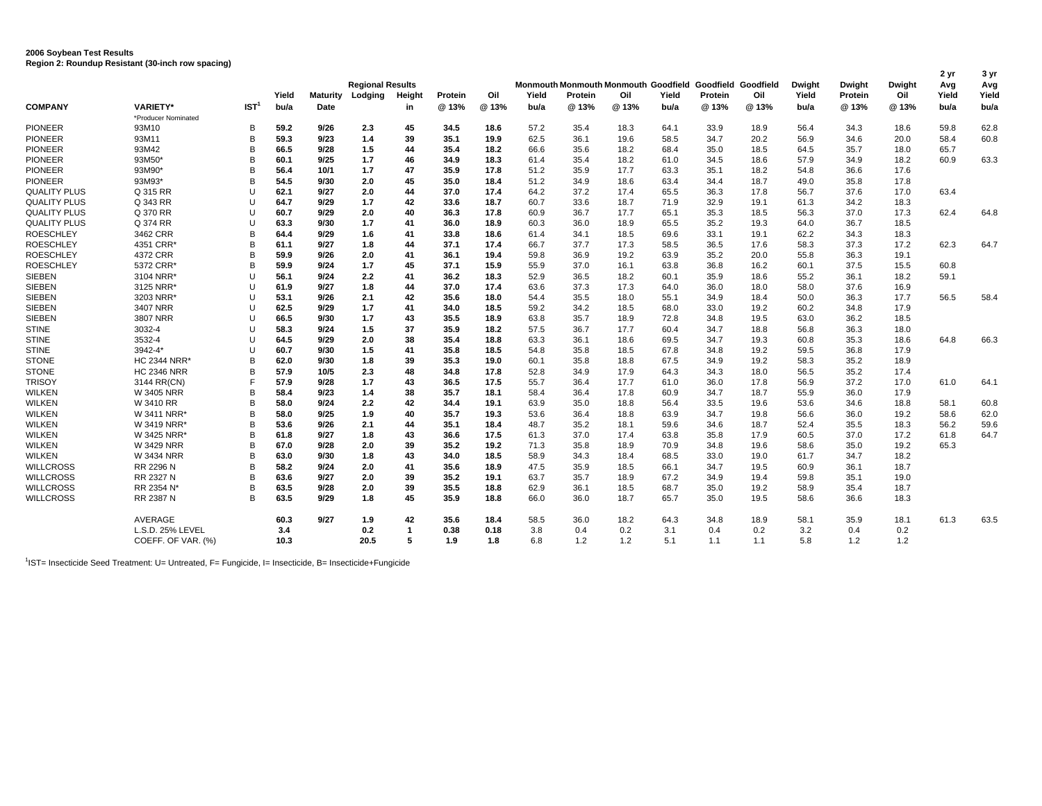**2006 Soybean Test Results**
**Region 2: Roundup Resistant (30-inch row spacing)**

| COMPANY | VARIETY* | IST[1] | Yield bu/a | Maturity Date | Regional Results Lodging | Height in | Protein @ 13% | Oil @ 13% | Monmouth Yield bu/a | Monmouth Protein @ 13% | Monmouth Oil @ 13% | Goodfield Yield bu/a | Goodfield Protein @ 13% | Goodfield Oil @ 13% | Dwight Yield bu/a | Dwight Protein @ 13% | Dwight Oil @ 13% | 2 yr Avg Yield bu/a | 3 yr Avg Yield bu/a |
|---|---|---|---|---|---|---|---|---|---|---|---|---|---|---|---|---|---|---|---|
| | *Producer Nominated | | | | | | | | | | | | | | | | | | |
| PIONEER | 93M10 | B | **59.2** | **9/26** | **2.3** | **45** | **34.5** | **18.6** | 57.2 | 35.4 | 18.3 | 64.1 | 33.9 | 18.9 | 56.4 | 34.3 | 18.6 | 59.8 | 62.8 |
| PIONEER | 93M11 | B | **59.3** | **9/23** | **1.4** | **39** | **35.1** | **19.9** | 62.5 | 36.1 | 19.6 | 58.5 | 34.7 | 20.2 | 56.9 | 34.6 | 20.0 | 58.4 | 60.8 |
| PIONEER | 93M42 | B | **66.5** | **9/28** | **1.5** | **44** | **35.4** | **18.2** | 66.6 | 35.6 | 18.2 | 68.4 | 35.0 | 18.5 | 64.5 | 35.7 | 18.0 | 65.7 | |
| PIONEER | 93M50* | B | **60.1** | **9/25** | **1.7** | **46** | **34.9** | **18.3** | 61.4 | 35.4 | 18.2 | 61.0 | 34.5 | 18.6 | 57.9 | 34.9 | 18.2 | 60.9 | 63.3 |
| PIONEER | 93M90* | B | **56.4** | **10/1** | **1.7** | **47** | **35.9** | **17.8** | 51.2 | 35.9 | 17.7 | 63.3 | 35.1 | 18.2 | 54.8 | 36.6 | 17.6 | | |
| PIONEER | 93M93* | B | **54.5** | **9/30** | **2.0** | **45** | **35.0** | **18.4** | 51.2 | 34.9 | 18.6 | 63.4 | 34.4 | 18.7 | 49.0 | 35.8 | 17.8 | | |
| QUALITY PLUS | Q 315 RR | U | **62.1** | **9/27** | **2.0** | **44** | **37.0** | **17.4** | 64.2 | 37.2 | 17.4 | 65.5 | 36.3 | 17.8 | 56.7 | 37.6 | 17.0 | 63.4 | |
| QUALITY PLUS | Q 343 RR | U | **64.7** | **9/29** | **1.7** | **42** | **33.6** | **18.7** | 60.7 | 33.6 | 18.7 | 71.9 | 32.9 | 19.1 | 61.3 | 34.2 | 18.3 | | |
| QUALITY PLUS | Q 370 RR | U | **60.7** | **9/29** | **2.0** | **40** | **36.3** | **17.8** | 60.9 | 36.7 | 17.7 | 65.1 | 35.3 | 18.5 | 56.3 | 37.0 | 17.3 | 62.4 | 64.8 |
| QUALITY PLUS | Q 374 RR | U | **63.3** | **9/30** | **1.7** | **41** | **36.0** | **18.9** | 60.3 | 36.0 | 18.9 | 65.5 | 35.2 | 19.3 | 64.0 | 36.7 | 18.5 | | |
| ROESCHLEY | 3462 CRR | B | **64.4** | **9/29** | **1.6** | **41** | **33.8** | **18.6** | 61.4 | 34.1 | 18.5 | 69.6 | 33.1 | 19.1 | 62.2 | 34.3 | 18.3 | | |
| ROESCHLEY | 4351 CRR* | B | **61.1** | **9/27** | **1.8** | **44** | **37.1** | **17.4** | 66.7 | 37.7 | 17.3 | 58.5 | 36.5 | 17.6 | 58.3 | 37.3 | 17.2 | 62.3 | 64.7 |
| ROESCHLEY | 4372 CRR | B | **59.9** | **9/26** | **2.0** | **41** | **36.1** | **19.4** | 59.8 | 36.9 | 19.2 | 63.9 | 35.2 | 20.0 | 55.8 | 36.3 | 19.1 | | |
| ROESCHLEY | 5372 CRR* | B | **59.9** | **9/24** | **1.7** | **45** | **37.1** | **15.9** | 55.9 | 37.0 | 16.1 | 63.8 | 36.8 | 16.2 | 60.1 | 37.5 | 15.5 | 60.8 | |
| SIEBEN | 3104 NRR* | U | **56.1** | **9/24** | **2.2** | **41** | **36.2** | **18.3** | 52.9 | 36.5 | 18.2 | 60.1 | 35.9 | 18.6 | 55.2 | 36.1 | 18.2 | 59.1 | |
| SIEBEN | 3125 NRR* | U | **61.9** | **9/27** | **1.8** | **44** | **37.0** | **17.4** | 63.6 | 37.3 | 17.3 | 64.0 | 36.0 | 18.0 | 58.0 | 37.6 | 16.9 | | |
| SIEBEN | 3203 NRR* | U | **53.1** | **9/26** | **2.1** | **42** | **35.6** | **18.0** | 54.4 | 35.5 | 18.0 | 55.1 | 34.9 | 18.4 | 50.0 | 36.3 | 17.7 | 56.5 | 58.4 |
| SIEBEN | 3407 NRR | U | **62.5** | **9/29** | **1.7** | **41** | **34.0** | **18.5** | 59.2 | 34.2 | 18.5 | 68.0 | 33.0 | 19.2 | 60.2 | 34.8 | 17.9 | | |
| SIEBEN | 3807 NRR | U | **66.5** | **9/30** | **1.7** | **43** | **35.5** | **18.9** | 63.8 | 35.7 | 18.9 | 72.8 | 34.8 | 19.5 | 63.0 | 36.2 | 18.5 | | |
| STINE | 3032-4 | U | **58.3** | **9/24** | **1.5** | **37** | **35.9** | **18.2** | 57.5 | 36.7 | 17.7 | 60.4 | 34.7 | 18.8 | 56.8 | 36.3 | 18.0 | | |
| STINE | 3532-4 | U | **64.5** | **9/29** | **2.0** | **38** | **35.4** | **18.8** | 63.3 | 36.1 | 18.6 | 69.5 | 34.7 | 19.3 | 60.8 | 35.3 | 18.6 | 64.8 | 66.3 |
| STINE | 3942-4* | U | **60.7** | **9/30** | **1.5** | **41** | **35.8** | **18.5** | 54.8 | 35.8 | 18.5 | 67.8 | 34.8 | 19.2 | 59.5 | 36.8 | 17.9 | | |
| STONE | HC 2344 NRR* | B | **62.0** | **9/30** | **1.8** | **39** | **35.3** | **19.0** | 60.1 | 35.8 | 18.8 | 67.5 | 34.9 | 19.2 | 58.3 | 35.2 | 18.9 | | |
| STONE | HC 2346 NRR | B | **57.9** | **10/5** | **2.3** | **48** | **34.8** | **17.8** | 52.8 | 34.9 | 17.9 | 64.3 | 34.3 | 18.0 | 56.5 | 35.2 | 17.4 | | |
| TRISOY | 3144 RR(CN) | F | **57.9** | **9/28** | **1.7** | **43** | **36.5** | **17.5** | 55.7 | 36.4 | 17.7 | 61.0 | 36.0 | 17.8 | 56.9 | 37.2 | 17.0 | 61.0 | 64.1 |
| WILKEN | W 3405 NRR | B | **58.4** | **9/23** | **1.4** | **38** | **35.7** | **18.1** | 58.4 | 36.4 | 17.8 | 60.9 | 34.7 | 18.7 | 55.9 | 36.0 | 17.9 | | |
| WILKEN | W 3410 RR | B | **58.0** | **9/24** | **2.2** | **42** | **34.4** | **19.1** | 63.9 | 35.0 | 18.8 | 56.4 | 33.5 | 19.6 | 53.6 | 34.6 | 18.8 | 58.1 | 60.8 |
| WILKEN | W 3411 NRR* | B | **58.0** | **9/25** | **1.9** | **40** | **35.7** | **19.3** | 53.6 | 36.4 | 18.8 | 63.9 | 34.7 | 19.8 | 56.6 | 36.0 | 19.2 | 58.6 | 62.0 |
| WILKEN | W 3419 NRR* | B | **53.6** | **9/26** | **2.1** | **44** | **35.1** | **18.4** | 48.7 | 35.2 | 18.1 | 59.6 | 34.6 | 18.7 | 52.4 | 35.5 | 18.3 | 56.2 | 59.6 |
| WILKEN | W 3425 NRR* | B | **61.8** | **9/27** | **1.8** | **43** | **36.6** | **17.5** | 61.3 | 37.0 | 17.4 | 63.8 | 35.8 | 17.9 | 60.5 | 37.0 | 17.2 | 61.8 | 64.7 |
| WILKEN | W 3429 NRR | B | **67.0** | **9/28** | **2.0** | **39** | **35.2** | **19.2** | 71.3 | 35.8 | 18.9 | 70.9 | 34.8 | 19.6 | 58.6 | 35.0 | 19.2 | 65.3 | |
| WILKEN | W 3434 NRR | B | **63.0** | **9/30** | **1.8** | **43** | **34.0** | **18.5** | 58.9 | 34.3 | 18.4 | 68.5 | 33.0 | 19.0 | 61.7 | 34.7 | 18.2 | | |
| WILLCROSS | RR 2296 N | B | **58.2** | **9/24** | **2.0** | **41** | **35.6** | **18.9** | 47.5 | 35.9 | 18.5 | 66.1 | 34.7 | 19.5 | 60.9 | 36.1 | 18.7 | | |
| WILLCROSS | RR 2327 N | B | **63.6** | **9/27** | **2.0** | **39** | **35.2** | **19.1** | 63.7 | 35.7 | 18.9 | 67.2 | 34.9 | 19.4 | 59.8 | 35.1 | 19.0 | | |
| WILLCROSS | RR 2354 N* | B | **63.5** | **9/28** | **2.0** | **39** | **35.5** | **18.8** | 62.9 | 36.1 | 18.5 | 68.7 | 35.0 | 19.2 | 58.9 | 35.4 | 18.7 | | |
| WILLCROSS | RR 2387 N | B | **63.5** | **9/29** | **1.8** | **45** | **35.9** | **18.8** | 66.0 | 36.0 | 18.7 | 65.7 | 35.0 | 19.5 | 58.6 | 36.6 | 18.3 | | |
| | AVERAGE | | **60.3** | **9/27** | **1.9** | **42** | **35.6** | **18.4** | 58.5 | 36.0 | 18.2 | 64.3 | 34.8 | 18.9 | 58.1 | 35.9 | 18.1 | 61.3 | 63.5 |
| | L.S.D. 25% LEVEL | | **3.4** | | **0.2** | **1** | **0.38** | **0.18** | 3.8 | 0.4 | 0.2 | 3.1 | 0.4 | 0.2 | 3.2 | 0.4 | 0.2 | | |
| | COEFF. OF VAR. (%) | | **10.3** | | **20.5** | **5** | **1.9** | **1.8** | 6.8 | 1.2 | 1.2 | 5.1 | 1.1 | 1.1 | 5.8 | 1.2 | 1.2 | | |

[1]IST= Insecticide Seed Treatment: U= Untreated, F= Fungicide, I= Insecticide, B= Insecticide+Fungicide